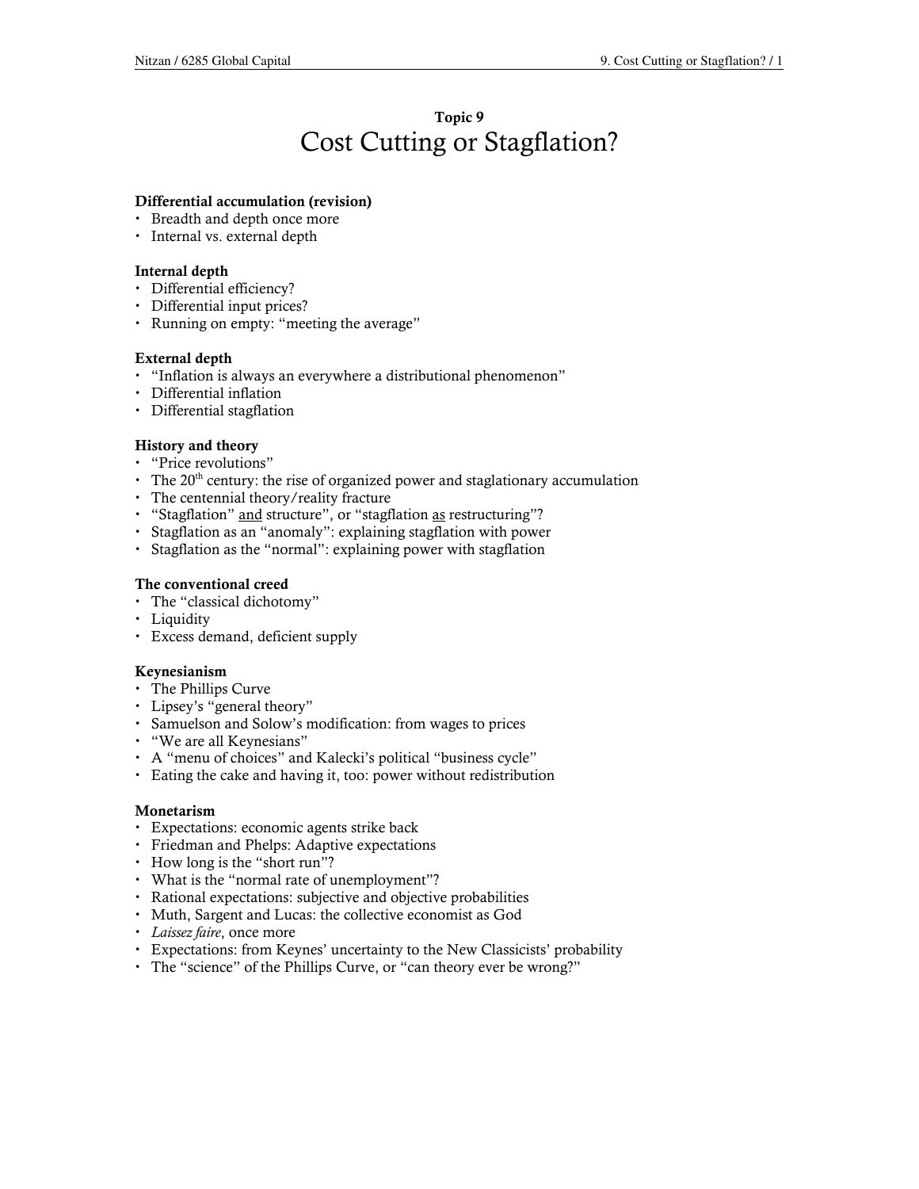## Topic 9
# Cost Cutting or Stagflation?

**Differential accumulation (revision)**
- Breadth and depth once more
- Internal vs. external depth

**Internal depth**
- Differential efficiency?
- Differential input prices?
- Running on empty: "meeting the average"

**External depth**
- "Inflation is always an everywhere a distributional phenomenon"
- Differential inflation
- Differential stagflation

**History and theory**
- "Price revolutions"
- The 20th century: the rise of organized power and staglationary accumulation
- The centennial theory/reality fracture
- "Stagflation" <u>and</u> structure", or "stagflation <u>as</u> restructuring"?
- Stagflation as an "anomaly": explaining stagflation with power
- Stagflation as the "normal": explaining power with stagflation

**The conventional creed**
- The "classical dichotomy"
- Liquidity
- Excess demand, deficient supply

**Keynesianism**
- The Phillips Curve
- Lipsey's "general theory"
- Samuelson and Solow's modification: from wages to prices
- "We are all Keynesians"
- A "menu of choices" and Kalecki's political "business cycle"
- Eating the cake and having it, too: power without redistribution

**Monetarism**
- Expectations: economic agents strike back
- Friedman and Phelps: Adaptive expectations
- How long is the "short run"?
- What is the "normal rate of unemployment"?
- Rational expectations: subjective and objective probabilities
- Muth, Sargent and Lucas: the collective economist as God
- *Laissez faire*, once more
- Expectations: from Keynes' uncertainty to the New Classicists' probability
- The "science" of the Phillips Curve, or "can theory ever be wrong?"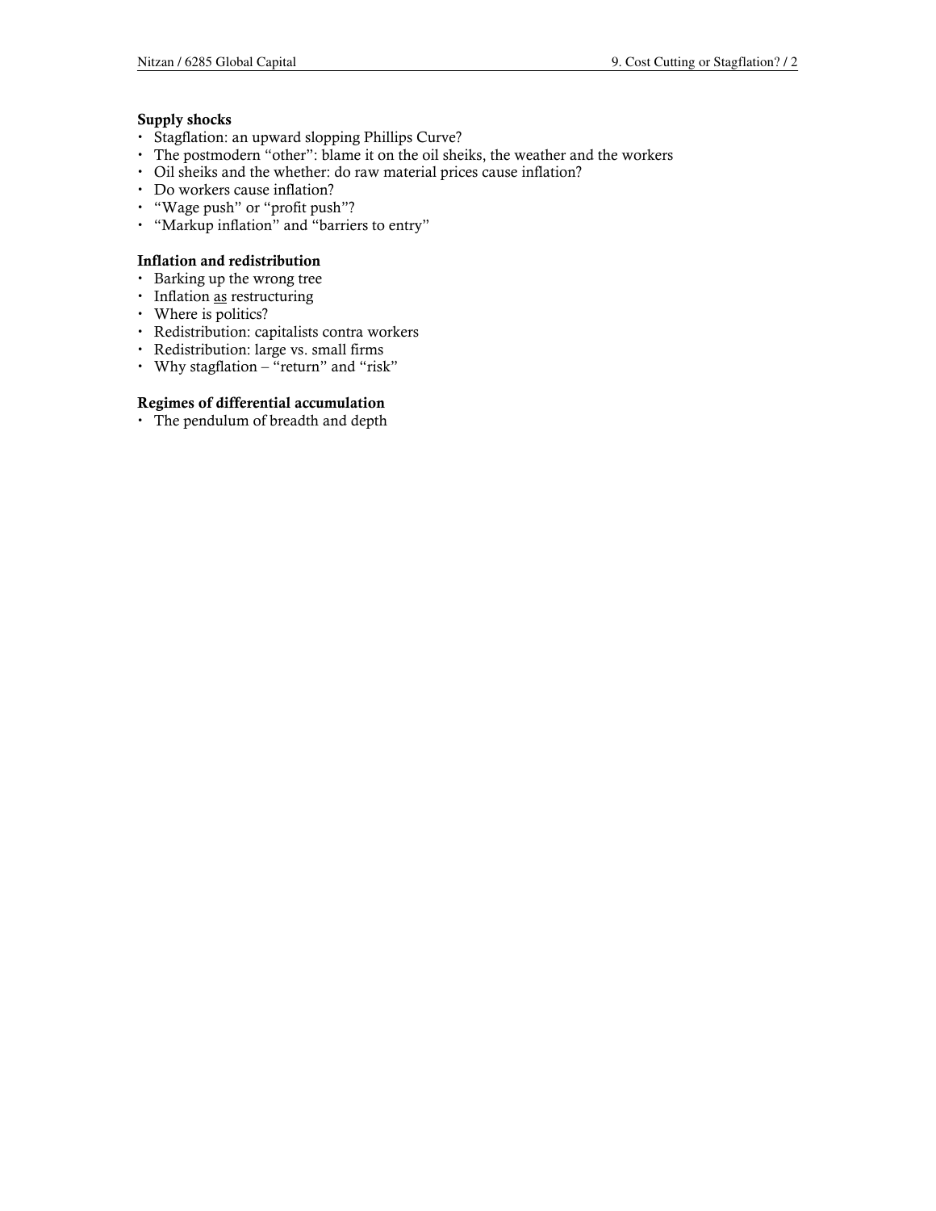**Supply shocks**

- Stagflation: an upward sloping Phillips Curve?
- The postmodern "other": blame it on the oil sheiks, the weather and the workers
- Oil sheiks and the whether: do raw material prices cause inflation?
- Do workers cause inflation?
- "Wage push" or "profit push"?
- "Markup inflation" and "barriers to entry"

**Inflation and redistribution**

- Barking up the wrong tree
- Inflation as restructuring
- Where is politics?
- Redistribution: capitalists contra workers
- Redistribution: large vs. small firms
- Why stagflation – "return" and "risk"

**Regimes of differential accumulation**

- The pendulum of breadth and depth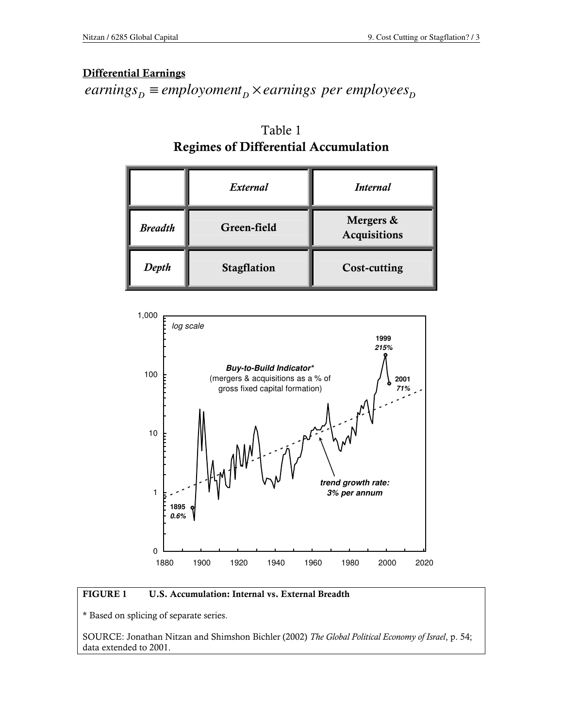## Differential Earnings

$$earnings_D \equiv employoment_D \times earnings\ per\ employees_D$$

Table 1

**Regimes of Differential Accumulation**

| | *External* | *Internal* |
|---|---|---|
| ***Breadth*** | **Green-field** | **Mergers & Acquisitions** |
| ***Depth*** | **Stagflation** | **Cost-cutting** |

**FIGURE 1 U.S. Accumulation: Internal vs. External Breadth**

\* Based on splicing of separate series.

SOURCE: Jonathan Nitzan and Shimshon Bichler (2002) *The Global Political Economy of Israel*, p. 54; data extended to 2001.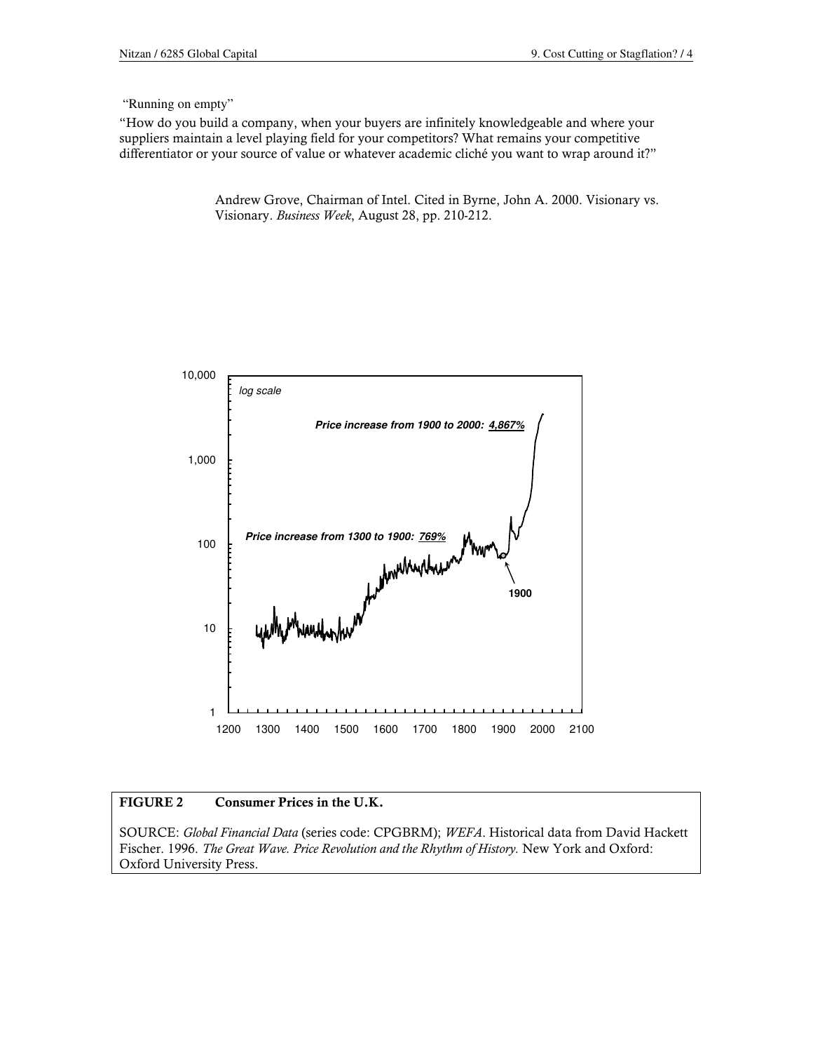"Running on empty"

"How do you build a company, when your buyers are infinitely knowledgeable and where your suppliers maintain a level playing field for your competitors? What remains your competitive differentiator or your source of value or whatever academic cliché you want to wrap around it?"

> Andrew Grove, Chairman of Intel. Cited in Byrne, John A. 2000. Visionary vs. Visionary. *Business Week*, August 28, pp. 210-212.

*log scale*

***Price increase from 1900 to 2000: 4,867%***

***Price increase from 1300 to 1900: 769%***

**1900**

**FIGURE 2 Consumer Prices in the U.K.**

SOURCE: *Global Financial Data* (series code: CPGBRM); *WEFA*. Historical data from David Hackett Fischer. 1996. *The Great Wave. Price Revolution and the Rhythm of History.* New York and Oxford: Oxford University Press.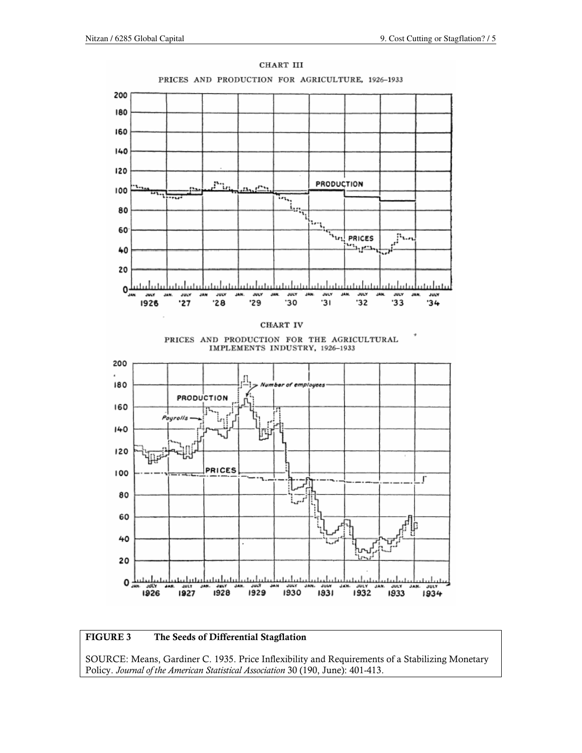CHART III

PRICES AND PRODUCTION FOR AGRICULTURE, 1926–1933

CHART IV

PRICES AND PRODUCTION FOR THE AGRICULTURAL IMPLEMENTS INDUSTRY, 1926–1933

**FIGURE 3 The Seeds of Differential Stagflation**

SOURCE: Means, Gardiner C. 1935. Price Inflexibility and Requirements of a Stabilizing Monetary Policy. *Journal of the American Statistical Association* 30 (190, June): 401-413.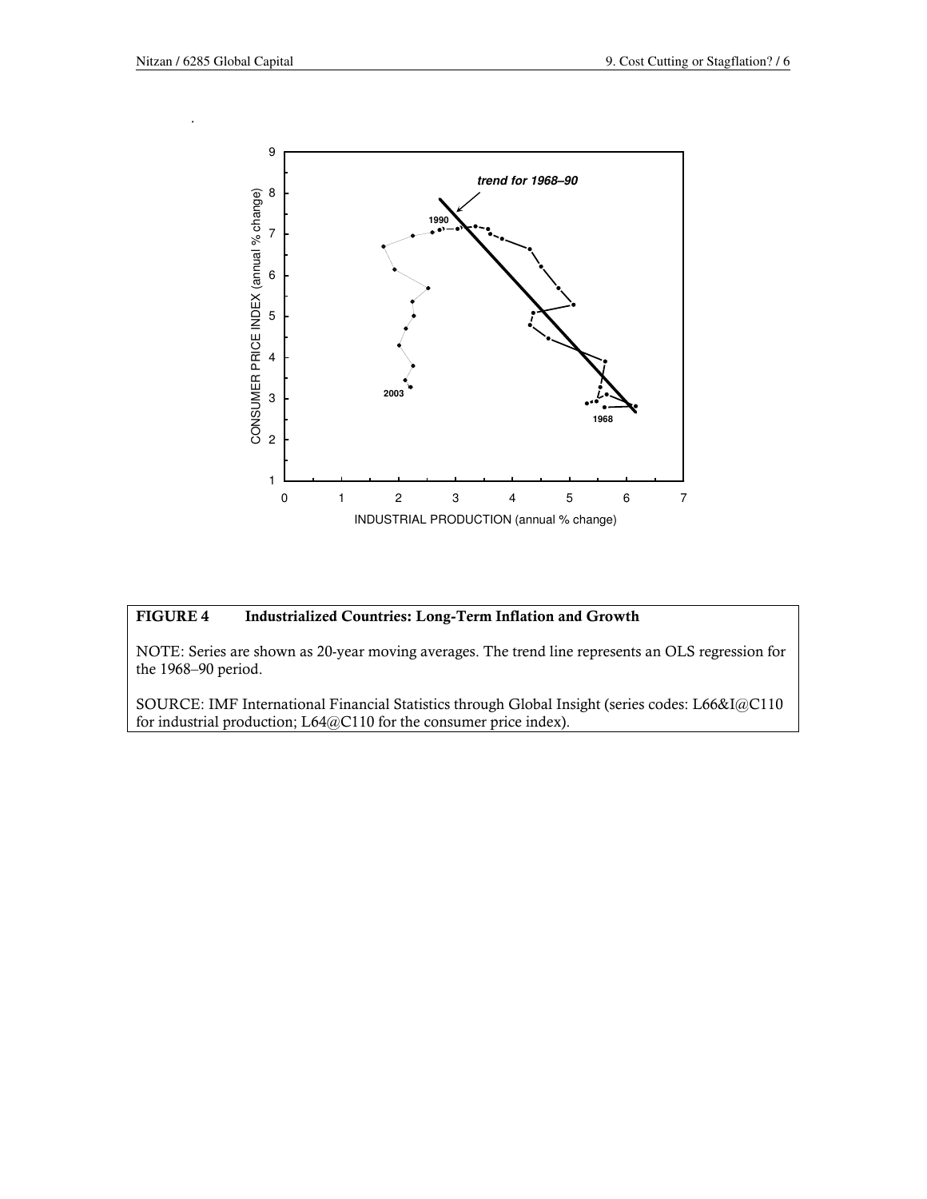**FIGURE 4 Industrialized Countries: Long-Term Inflation and Growth**

NOTE: Series are shown as 20-year moving averages. The trend line represents an OLS regression for the 1968–90 period.

SOURCE: IMF International Financial Statistics through Global Insight (series codes: L66&I@C110 for industrial production; L64@C110 for the consumer price index).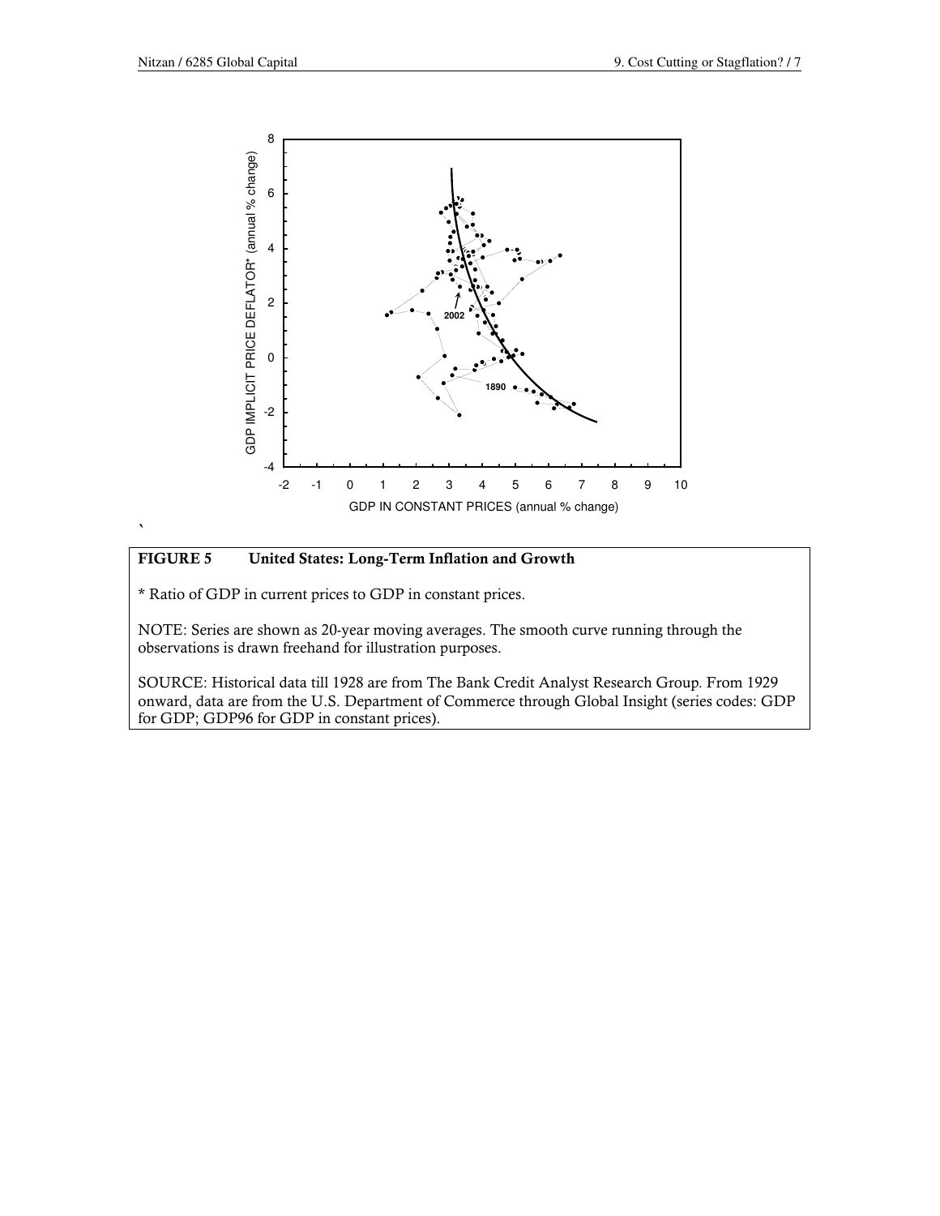**FIGURE 5 United States: Long-Term Inflation and Growth**

\* Ratio of GDP in current prices to GDP in constant prices.

NOTE: Series are shown as 20-year moving averages. The smooth curve running through the observations is drawn freehand for illustration purposes.

SOURCE: Historical data till 1928 are from The Bank Credit Analyst Research Group. From 1929 onward, data are from the U.S. Department of Commerce through Global Insight (series codes: GDP for GDP; GDP96 for GDP in constant prices).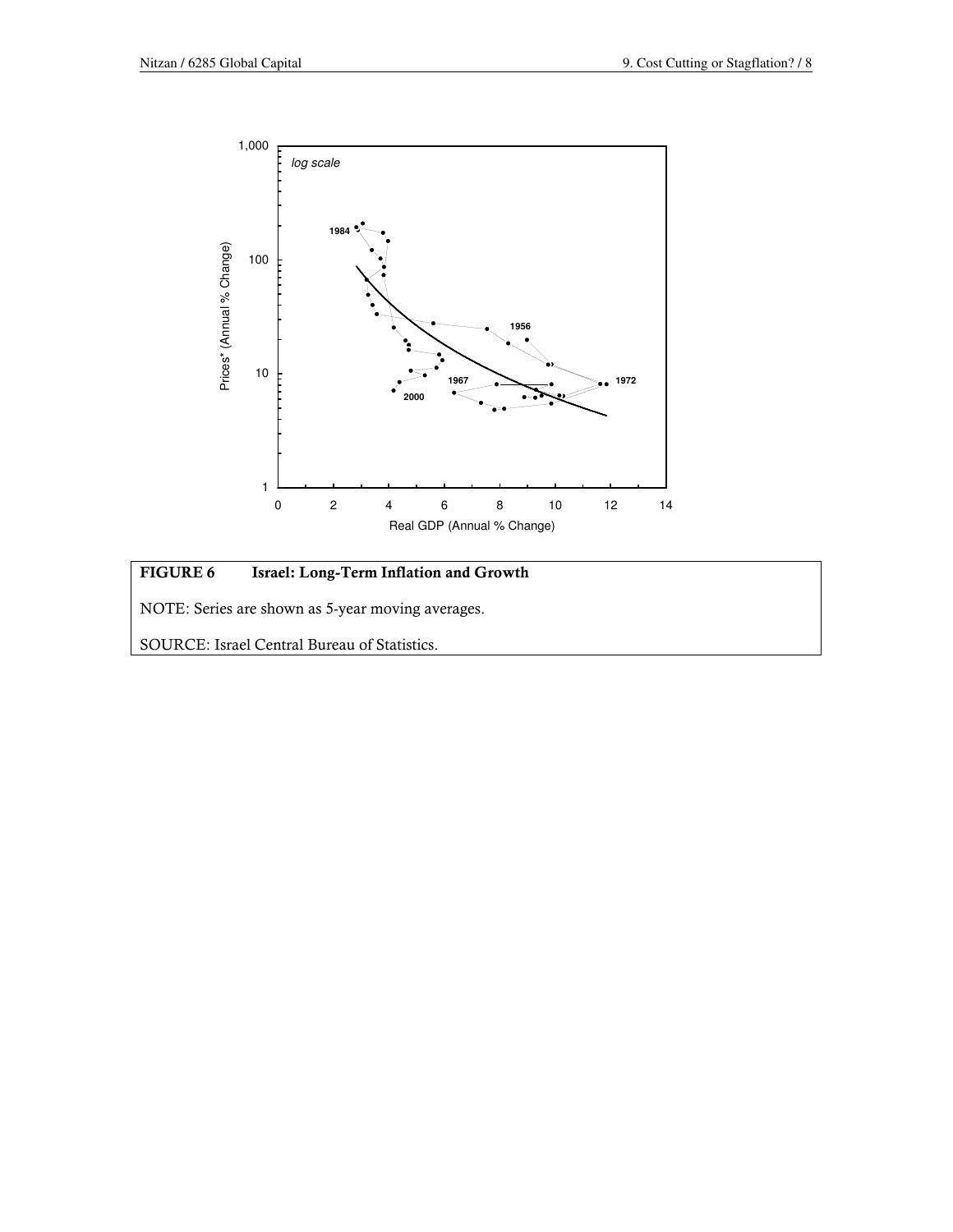**FIGURE 6 Israel: Long-Term Inflation and Growth**

NOTE: Series are shown as 5-year moving averages.

SOURCE: Israel Central Bureau of Statistics.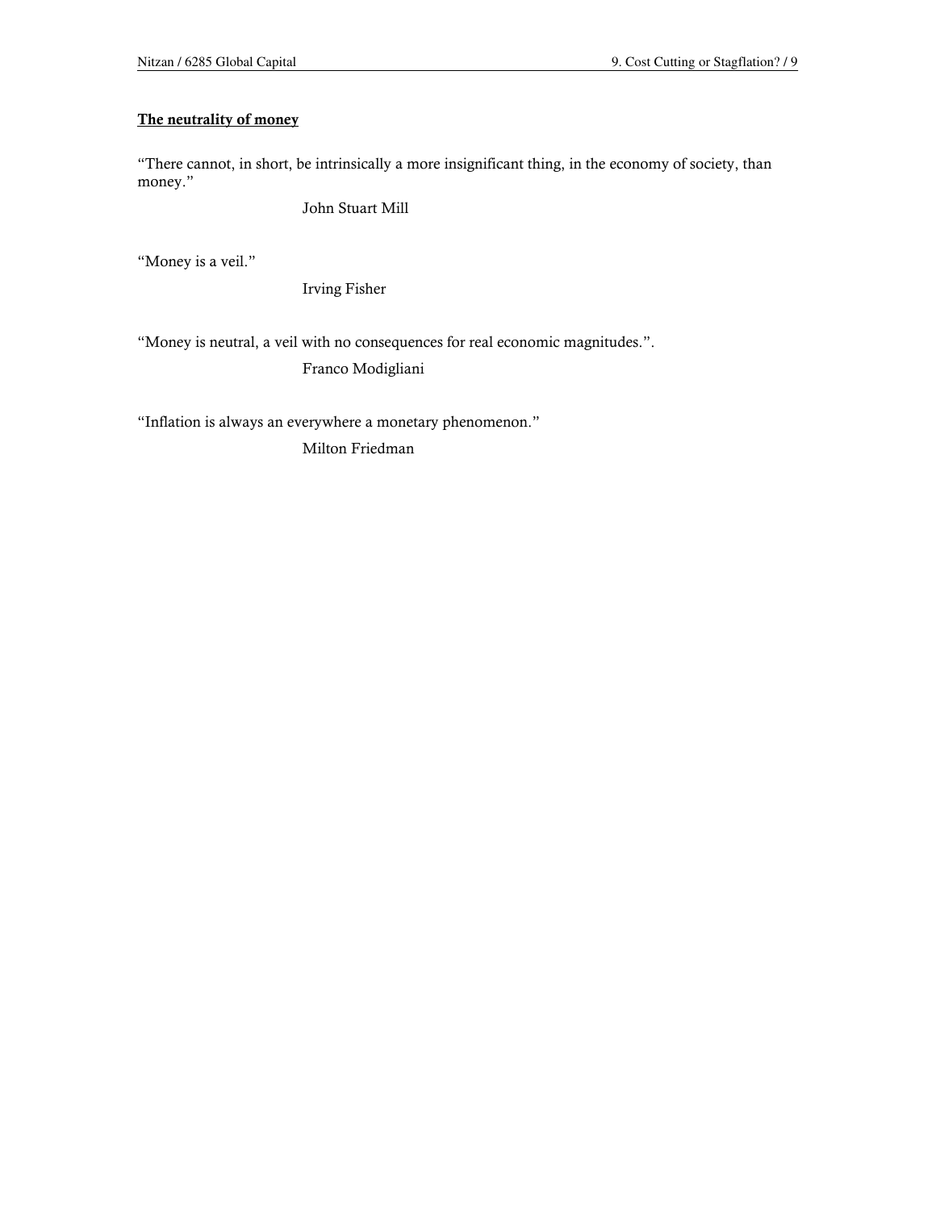**The neutrality of money**

"There cannot, in short, be intrinsically a more insignificant thing, in the economy of society, than money."

John Stuart Mill

"Money is a veil."

Irving Fisher

"Money is neutral, a veil with no consequences for real economic magnitudes.".

Franco Modigliani

"Inflation is always an everywhere a monetary phenomenon."

Milton Friedman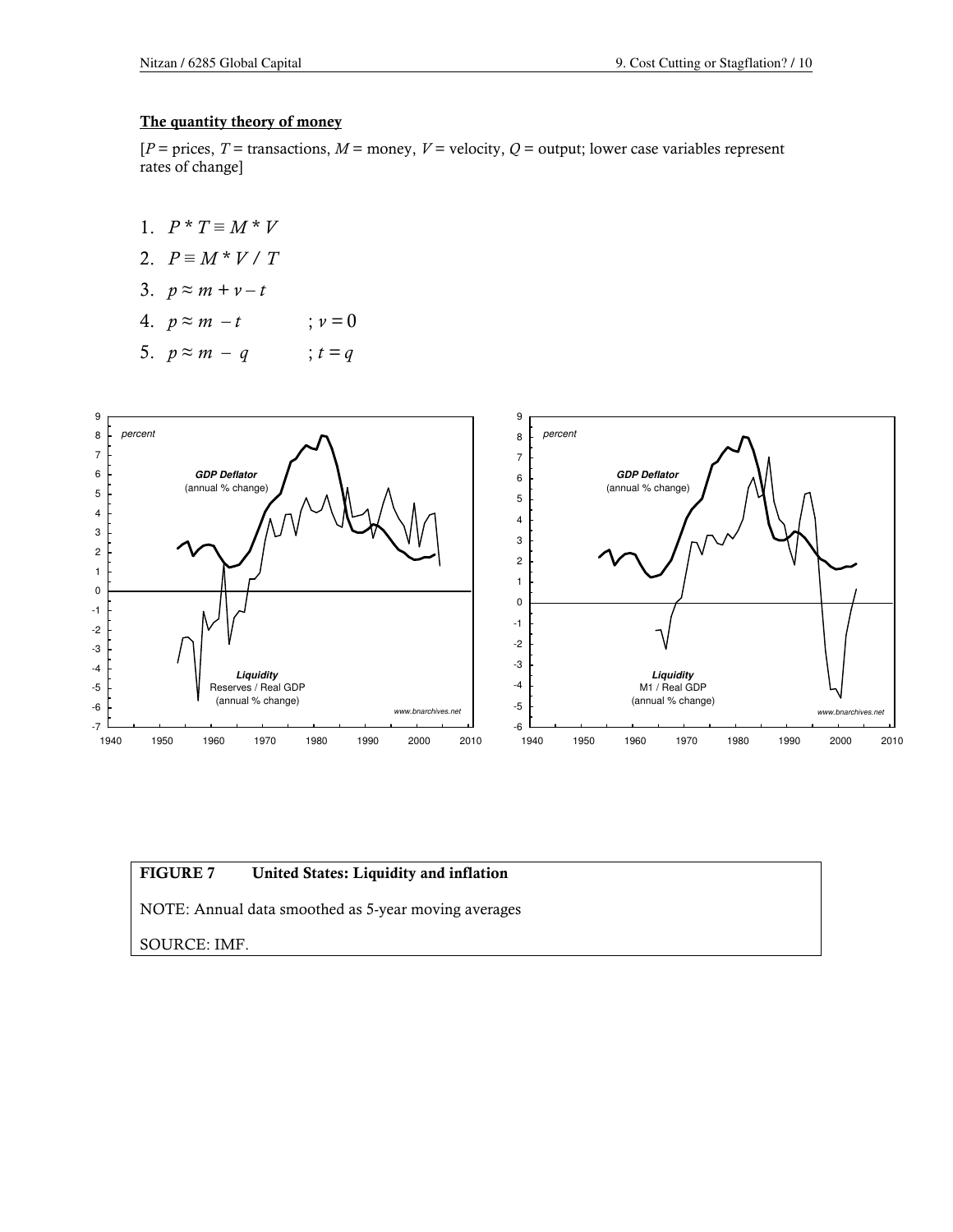**The quantity theory of money**

[$P$ = prices, $T$ = transactions, $M$ = money, $V$ = velocity, $Q$ = output; lower case variables represent rates of change]

1. $P * T \equiv M * V$
2. $P \equiv M * V \;/\; T$
3. $p \approx m + v - t$
4. $p \approx m - t \qquad ; v = 0$
5. $p \approx m - q \qquad ; t = q$

**FIGURE 7 United States: Liquidity and inflation**

NOTE: Annual data smoothed as 5-year moving averages

SOURCE: IMF.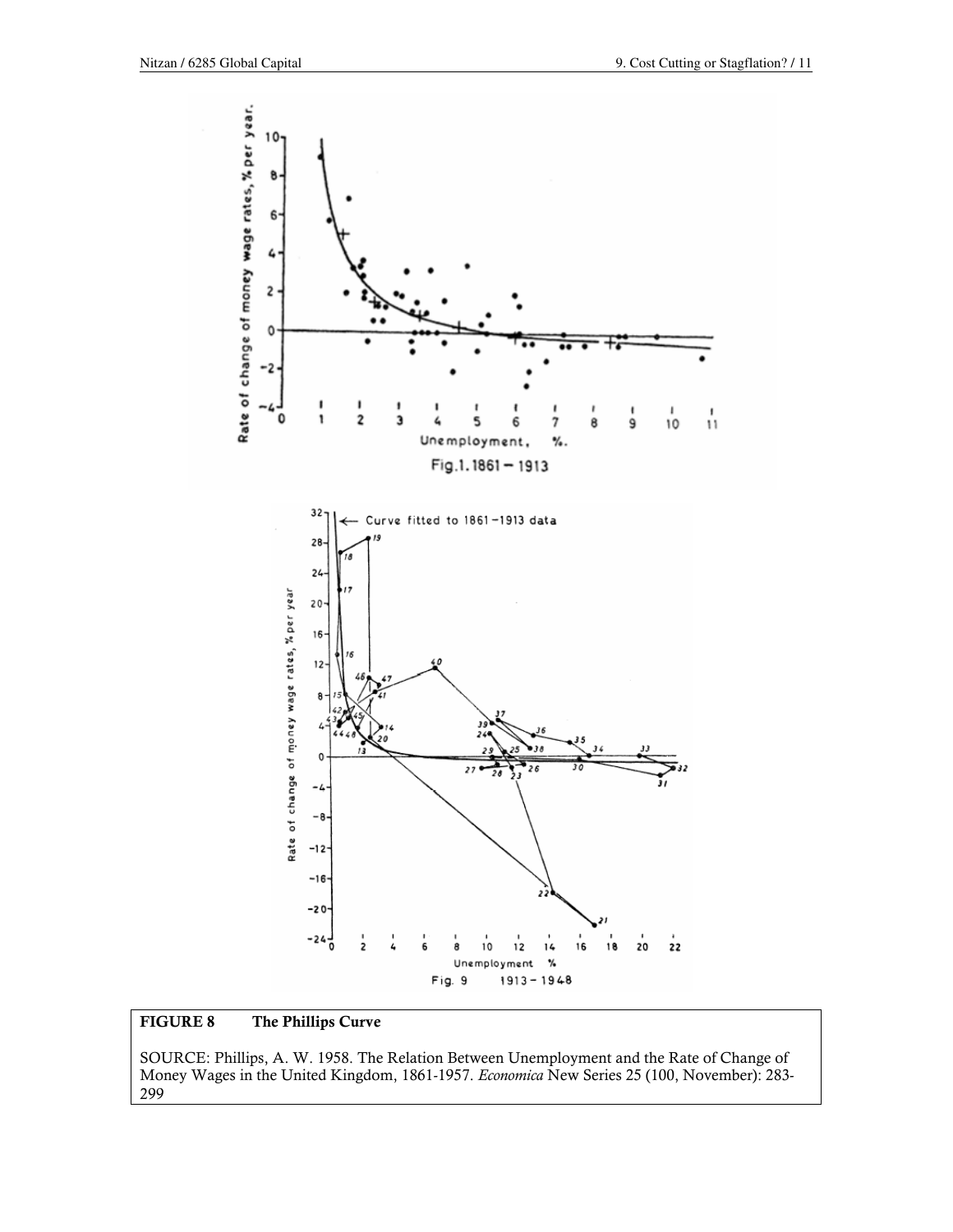**FIGURE 8 The Phillips Curve**

SOURCE: Phillips, A. W. 1958. The Relation Between Unemployment and the Rate of Change of Money Wages in the United Kingdom, 1861-1957. *Economica* New Series 25 (100, November): 283-299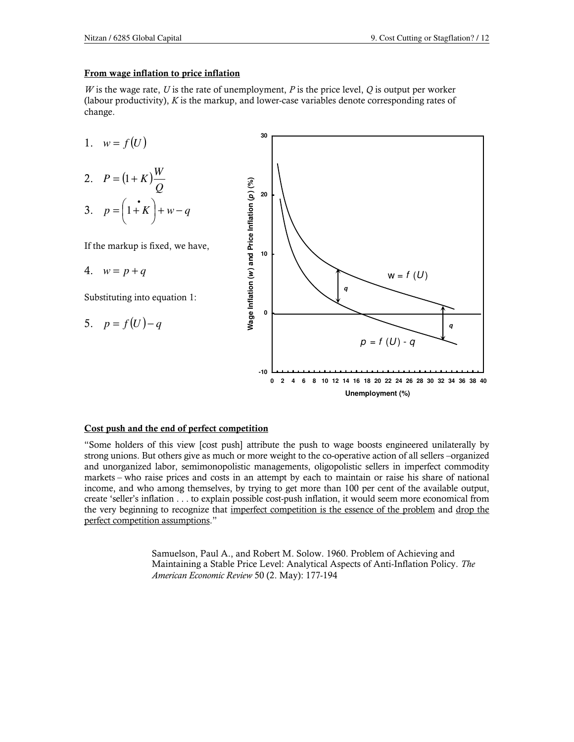## From wage inflation to price inflation

*W* is the wage rate, *U* is the rate of unemployment, *P* is the price level, *Q* is output per worker (labour productivity), *K* is the markup, and lower-case variables denote corresponding rates of change.

1. $w = f(U)$

2. $P = (1+K)\dfrac{W}{Q}$

3. $p = \left(1 \dot{+} K\right) + w - q$

If the markup is fixed, we have,

4. $w = p + q$

Substituting into equation 1:

5. $p = f(U) - q$

## Cost push and the end of perfect competition

"Some holders of this view [cost push] attribute the push to wage boosts engineered unilaterally by strong unions. But others give as much or more weight to the co-operative action of all sellers –organized and unorganized labor, semimonopolistic managements, oligopolistic sellers in imperfect commodity markets – who raise prices and costs in an attempt by each to maintain or raise his share of national income, and who among themselves, by trying to get more than 100 per cent of the available output, create 'seller's inflation . . . to explain possible cost-push inflation, it would seem more economical from the very beginning to recognize that imperfect competition is the essence of the problem and drop the perfect competition assumptions."

> Samuelson, Paul A., and Robert M. Solow. 1960. Problem of Achieving and Maintaining a Stable Price Level: Analytical Aspects of Anti-Inflation Policy. *The American Economic Review* 50 (2. May): 177-194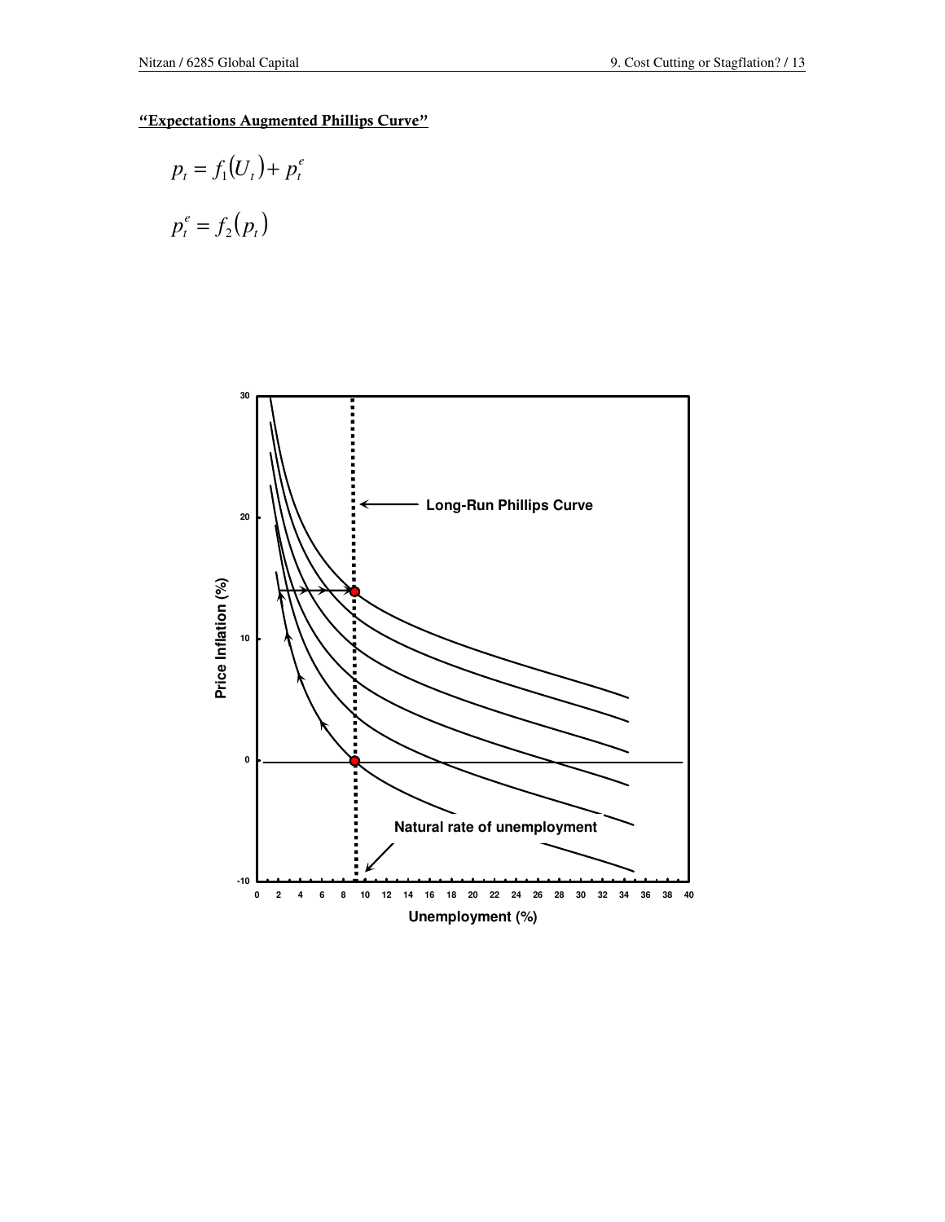## "Expectations Augmented Phillips Curve"

$$p_t = f_1(U_t) + p_t^e$$

$$p_t^e = f_2(p_t)$$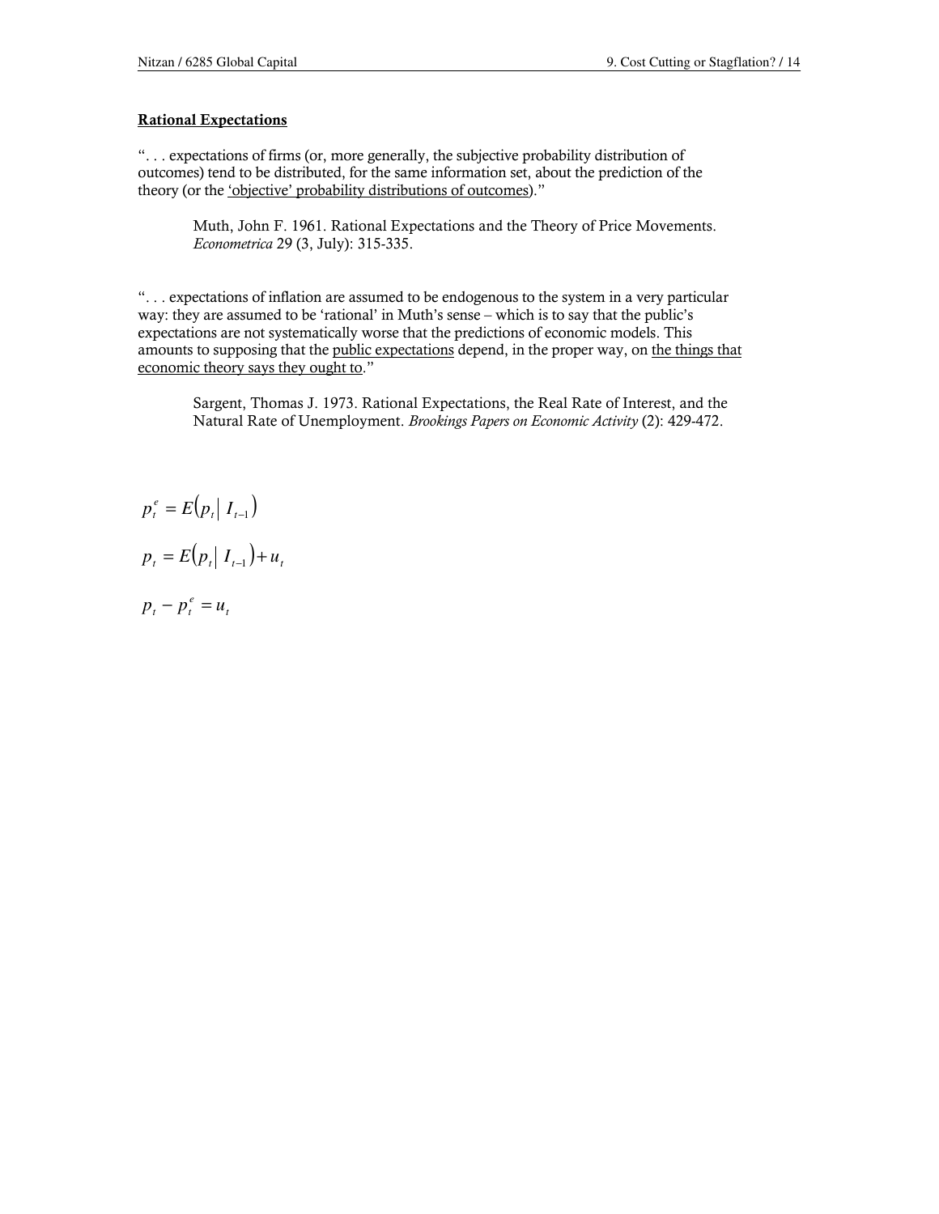## Rational Expectations

"… expectations of firms (or, more generally, the subjective probability distribution of outcomes) tend to be distributed, for the same information set, about the prediction of the theory (or the 'objective' probability distributions of outcomes)."

> Muth, John F. 1961. Rational Expectations and the Theory of Price Movements. *Econometrica* 29 (3, July): 315-335.

"… expectations of inflation are assumed to be endogenous to the system in a very particular way: they are assumed to be 'rational' in Muth's sense – which is to say that the public's expectations are not systematically worse that the predictions of economic models. This amounts to supposing that the public expectations depend, in the proper way, on the things that economic theory says they ought to."

> Sargent, Thomas J. 1973. Rational Expectations, the Real Rate of Interest, and the Natural Rate of Unemployment. *Brookings Papers on Economic Activity* (2): 429-472.

$$p_t^e = E\left(p_t \middle| I_{t-1}\right)$$

$$p_t = E\left(p_t \middle| I_{t-1}\right) + u_t$$

$$p_t - p_t^e = u_t$$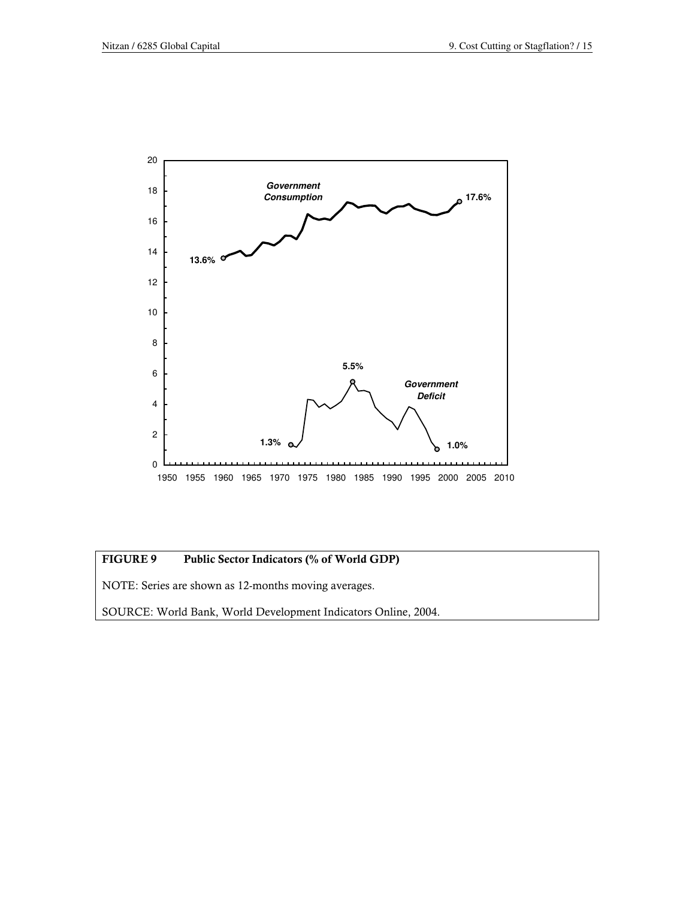**FIGURE 9 Public Sector Indicators (% of World GDP)**

NOTE: Series are shown as 12-months moving averages.

SOURCE: World Bank, World Development Indicators Online, 2004.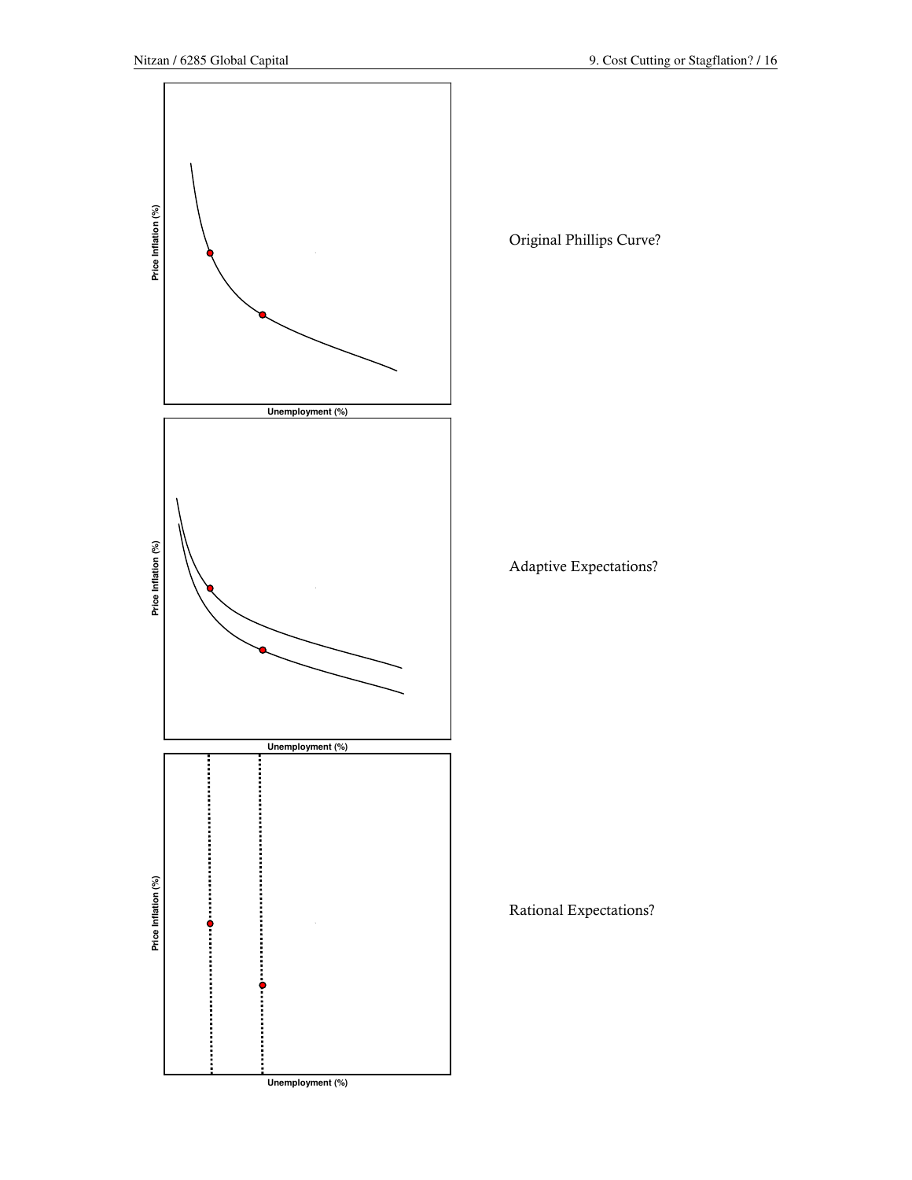Price Inflation (%)

Unemployment (%)

Original Phillips Curve?

Price Inflation (%)

Unemployment (%)

Adaptive Expectations?

Price Inflation (%)

Unemployment (%)

Rational Expectations?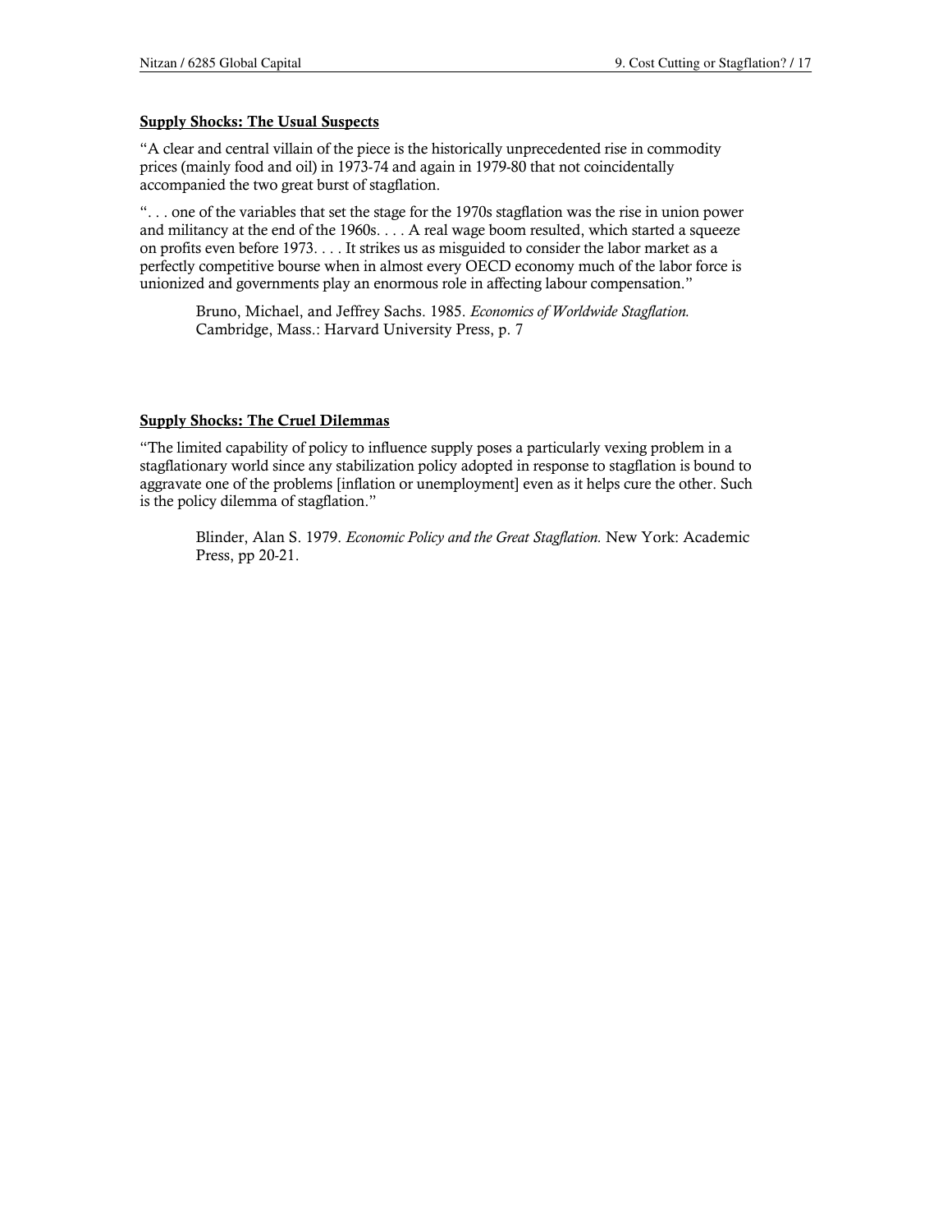**Supply Shocks: The Usual Suspects**

"A clear and central villain of the piece is the historically unprecedented rise in commodity prices (mainly food and oil) in 1973-74 and again in 1979-80 that not coincidentally accompanied the two great burst of stagflation.

". . . one of the variables that set the stage for the 1970s stagflation was the rise in union power and militancy at the end of the 1960s. . . . A real wage boom resulted, which started a squeeze on profits even before 1973. . . . It strikes us as misguided to consider the labor market as a perfectly competitive bourse when in almost every OECD economy much of the labor force is unionized and governments play an enormous role in affecting labour compensation."

> Bruno, Michael, and Jeffrey Sachs. 1985. *Economics of Worldwide Stagflation.* Cambridge, Mass.: Harvard University Press, p. 7

**Supply Shocks: The Cruel Dilemmas**

"The limited capability of policy to influence supply poses a particularly vexing problem in a stagflationary world since any stabilization policy adopted in response to stagflation is bound to aggravate one of the problems [inflation or unemployment] even as it helps cure the other. Such is the policy dilemma of stagflation."

> Blinder, Alan S. 1979. *Economic Policy and the Great Stagflation.* New York: Academic Press, pp 20-21.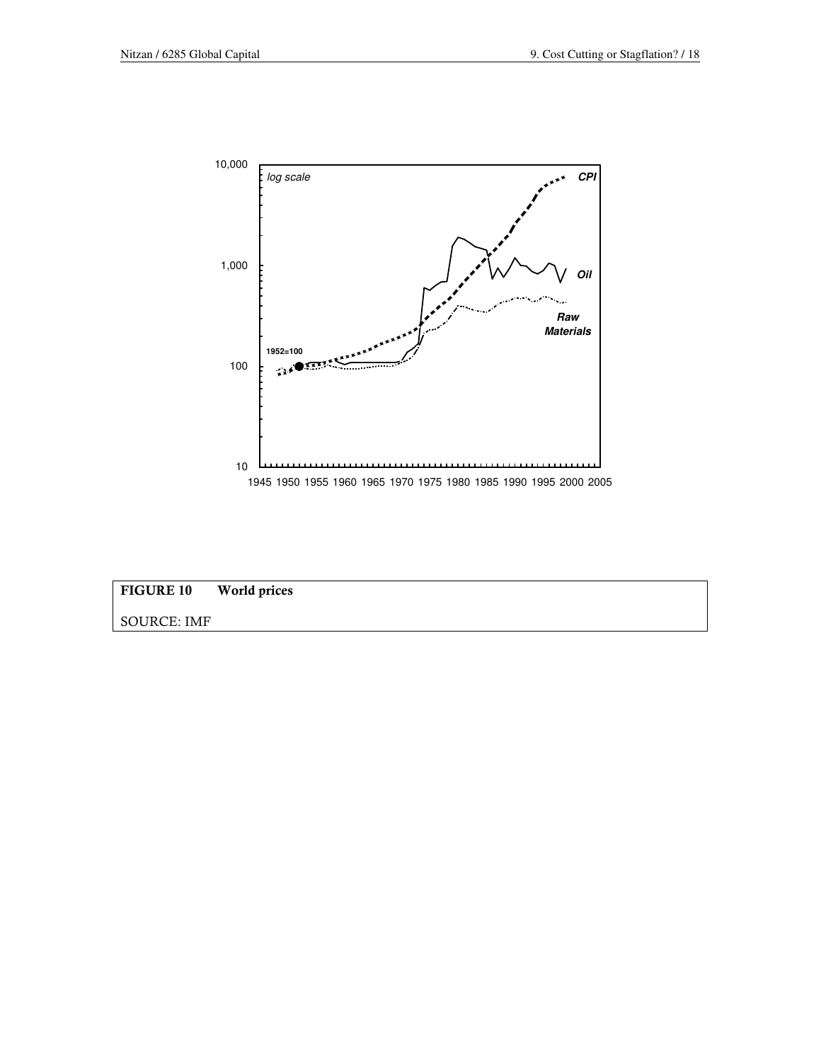**FIGURE 10 World prices**

SOURCE: IMF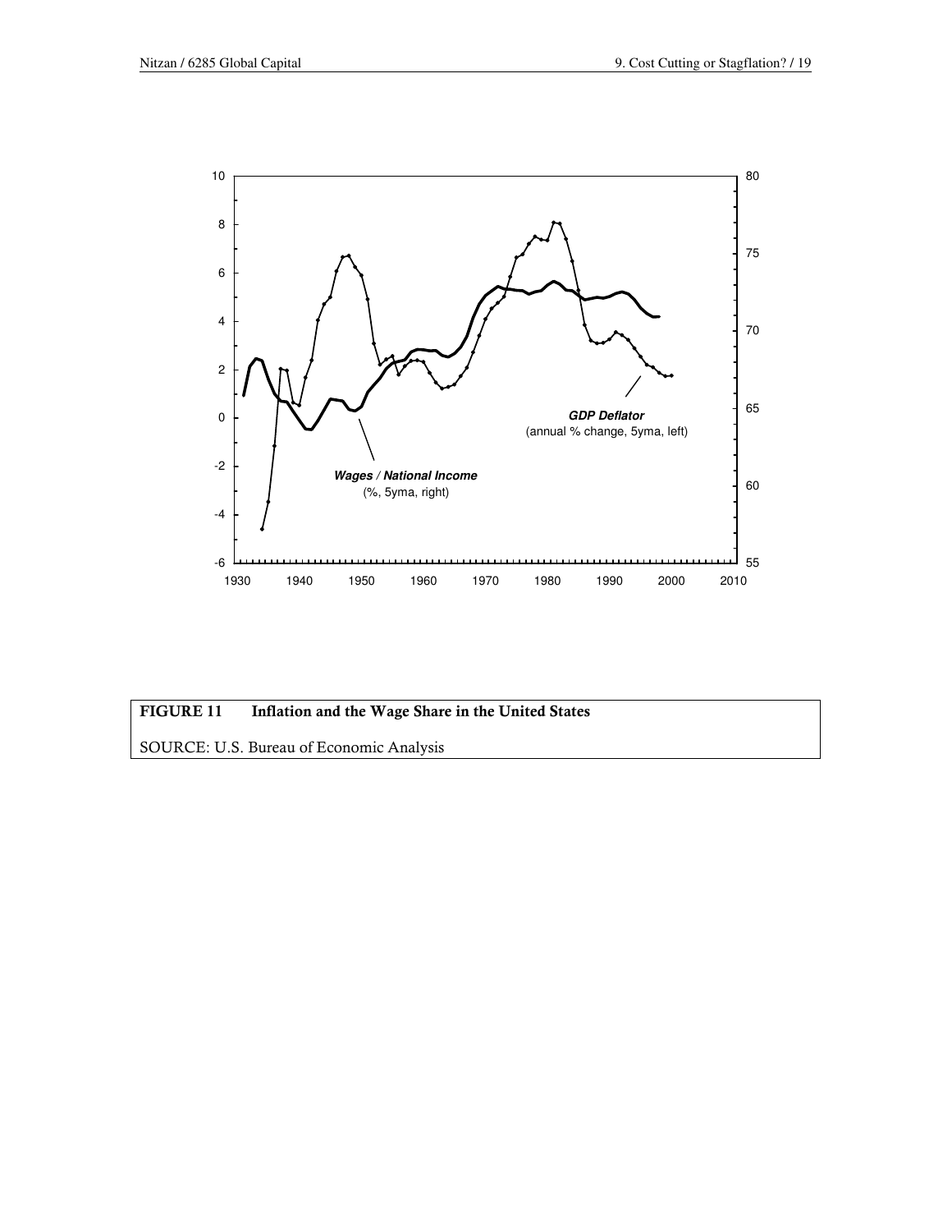**FIGURE 11 Inflation and the Wage Share in the United States**

SOURCE: U.S. Bureau of Economic Analysis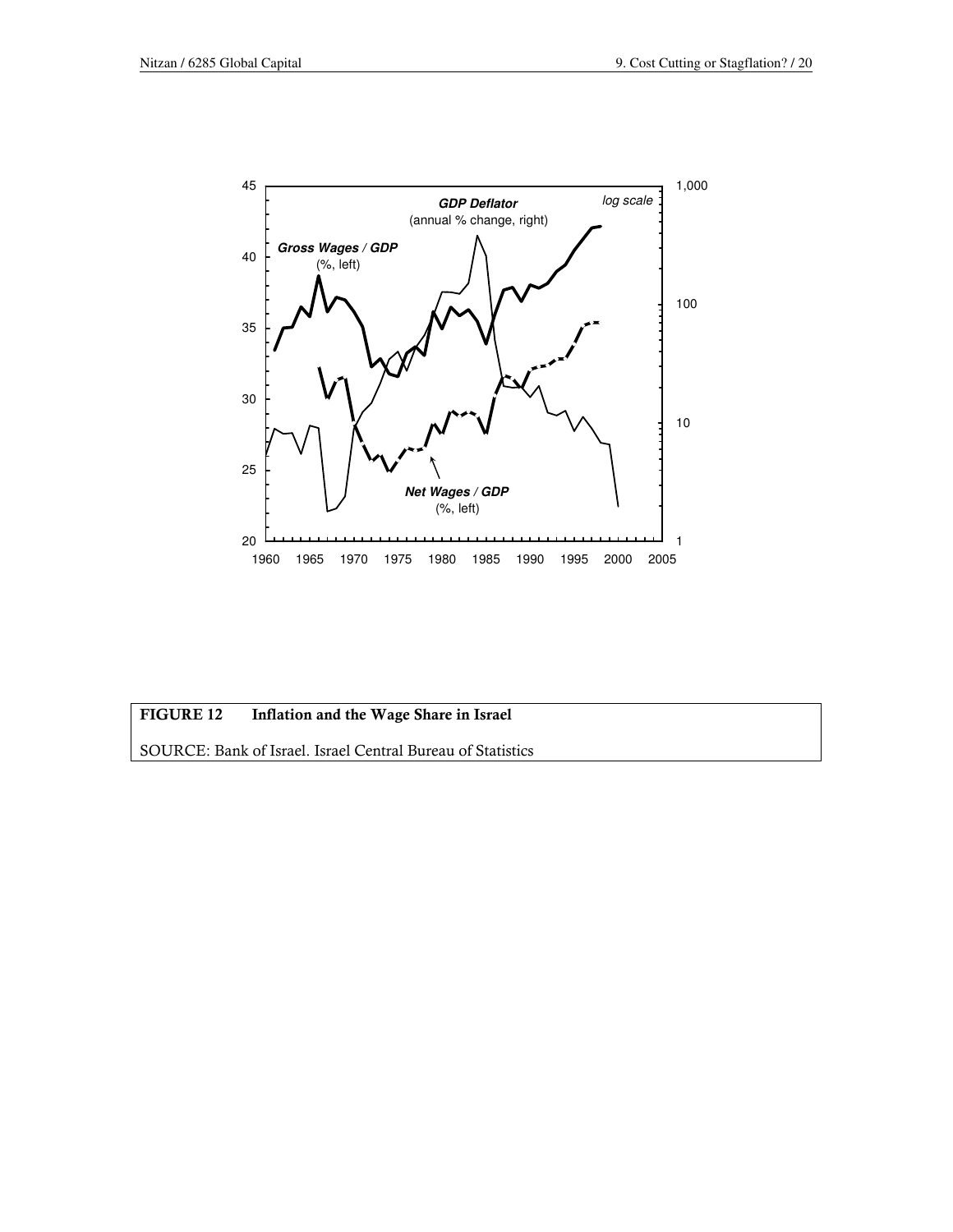**FIGURE 12 Inflation and the Wage Share in Israel**

SOURCE: Bank of Israel. Israel Central Bureau of Statistics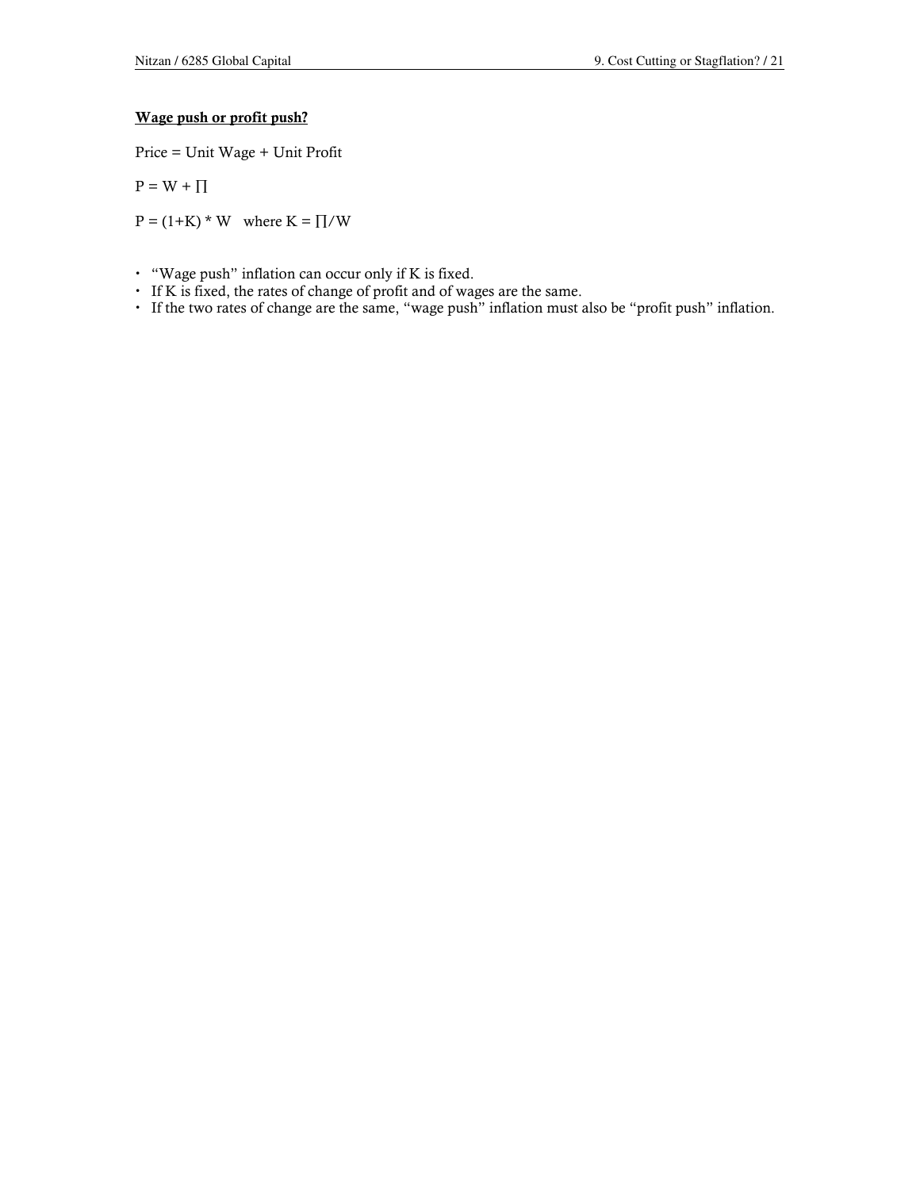## Wage push or profit push?

Price = Unit Wage + Unit Profit

$P = W + \Pi$

$P = (1+K) * W$   where $K = \Pi / W$

- "Wage push" inflation can occur only if K is fixed.
- If K is fixed, the rates of change of profit and of wages are the same.
- If the two rates of change are the same, "wage push" inflation must also be "profit push" inflation.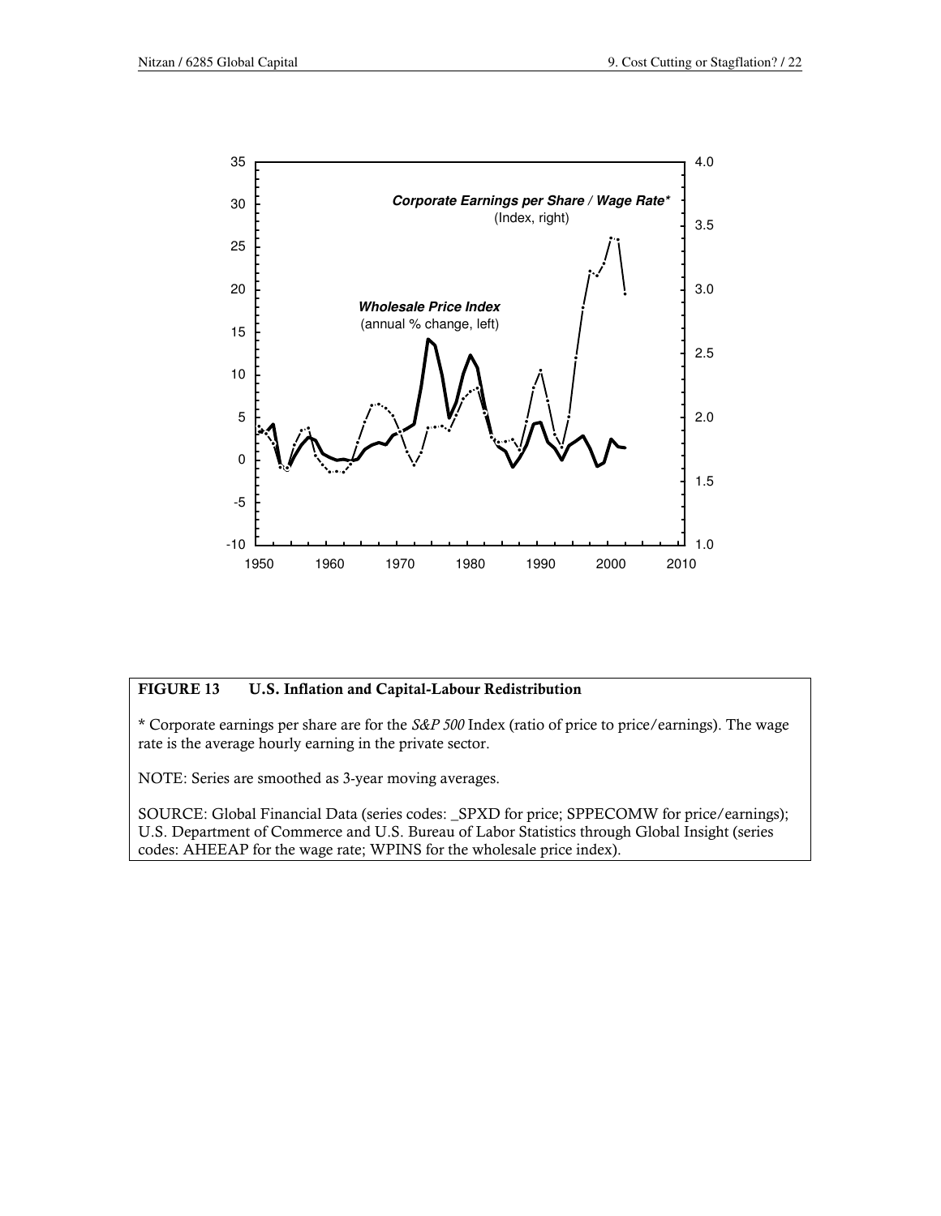**FIGURE 13 U.S. Inflation and Capital-Labour Redistribution**

* Corporate earnings per share are for the *S&P 500* Index (ratio of price to price/earnings). The wage rate is the average hourly earning in the private sector.

NOTE: Series are smoothed as 3-year moving averages.

SOURCE: Global Financial Data (series codes: _SPXD for price; SPPECOMW for price/earnings); U.S. Department of Commerce and U.S. Bureau of Labor Statistics through Global Insight (series codes: AHEEAP for the wage rate; WPINS for the wholesale price index).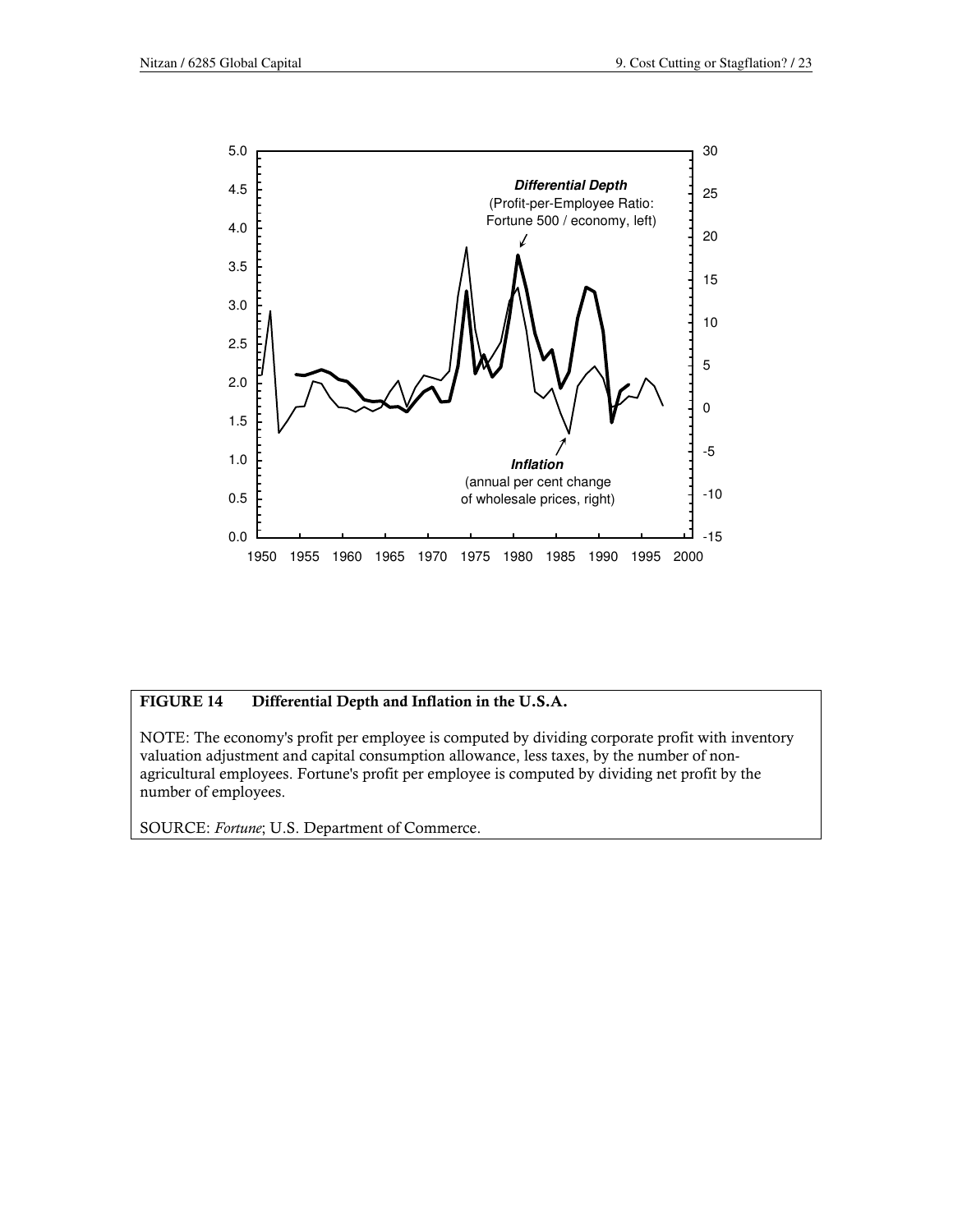**FIGURE 14 Differential Depth and Inflation in the U.S.A.**

NOTE: The economy's profit per employee is computed by dividing corporate profit with inventory valuation adjustment and capital consumption allowance, less taxes, by the number of non-agricultural employees. Fortune's profit per employee is computed by dividing net profit by the number of employees.

SOURCE: *Fortune*; U.S. Department of Commerce.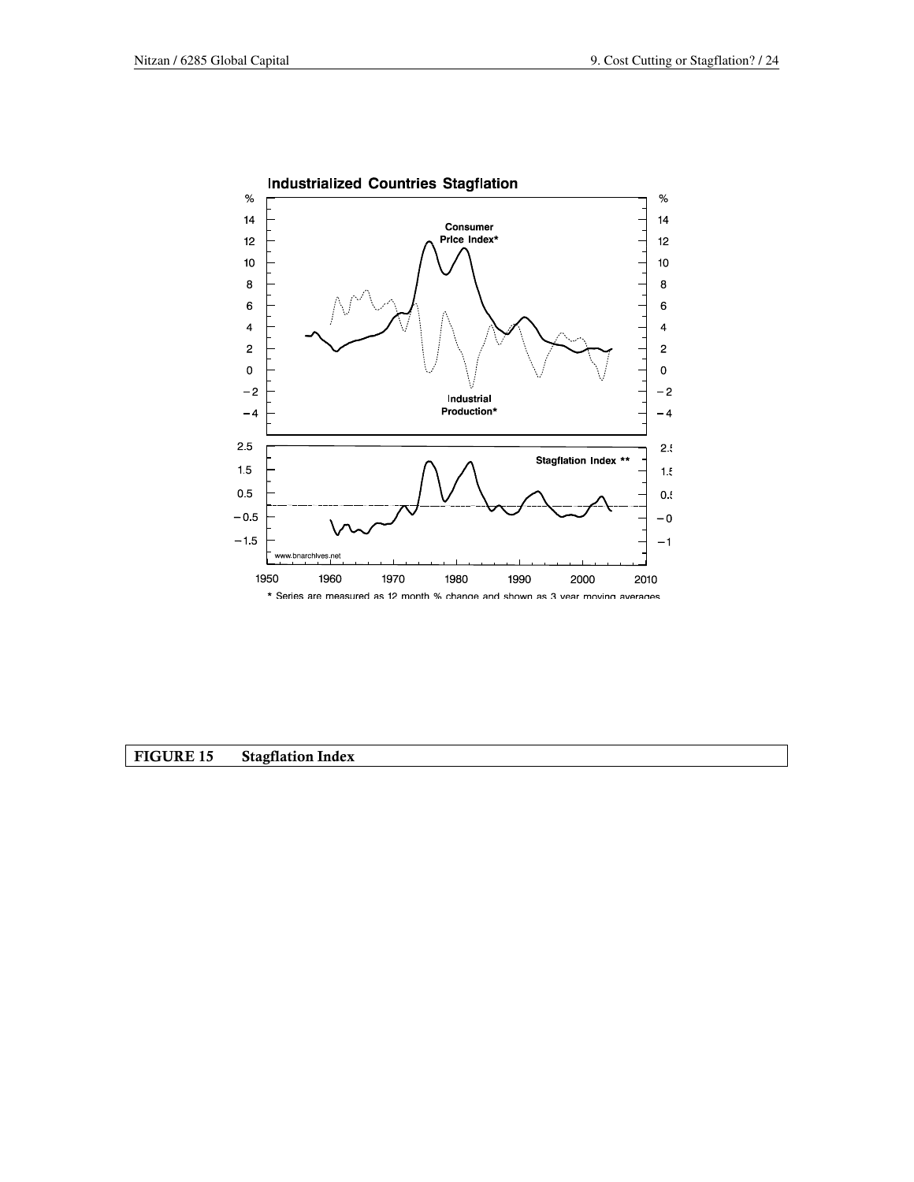**Industrialized Countries Stagflation**

* Series are measured as 12 month % change and shown as 3 year moving averages

| **FIGURE 15** | **Stagflation Index** |
|---|---|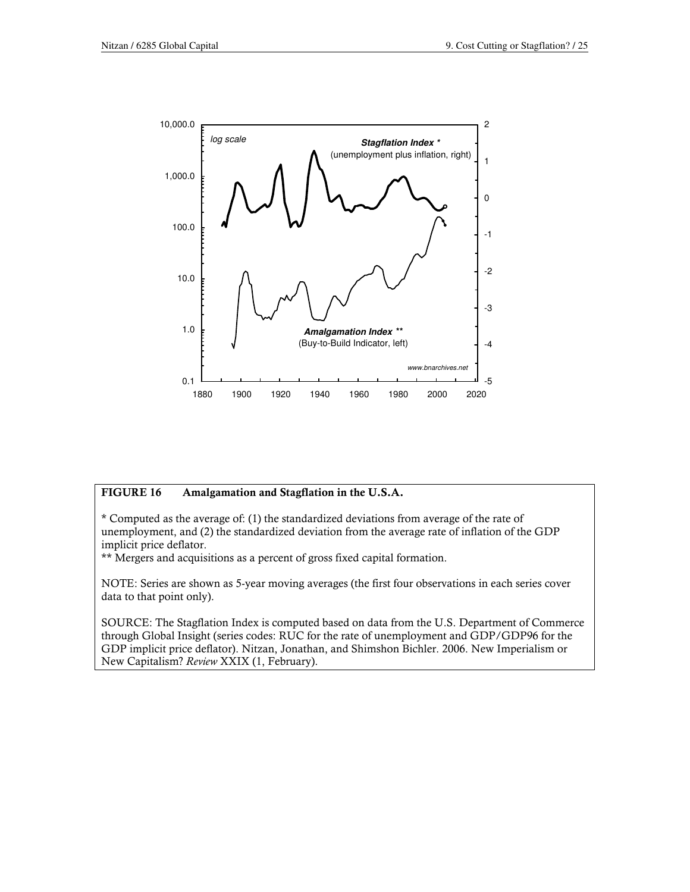log scale

**Stagflation Index ***
(unemployment plus inflation, right)

**Amalgamation Index ****
(Buy-to-Build Indicator, left)

www.bnarchives.net

10,000.0
1,000.0
100.0
10.0
1.0
0.1

2
1
0
-1
-2
-3
-4
-5

1880 1900 1920 1940 1960 1980 2000 2020

**FIGURE 16 Amalgamation and Stagflation in the U.S.A.**

* Computed as the average of: (1) the standardized deviations from average of the rate of unemployment, and (2) the standardized deviation from the average rate of inflation of the GDP implicit price deflator.
** Mergers and acquisitions as a percent of gross fixed capital formation.

NOTE: Series are shown as 5-year moving averages (the first four observations in each series cover data to that point only).

SOURCE: The Stagflation Index is computed based on data from the U.S. Department of Commerce through Global Insight (series codes: RUC for the rate of unemployment and GDP/GDP96 for the GDP implicit price deflator). Nitzan, Jonathan, and Shimshon Bichler. 2006. New Imperialism or New Capitalism? *Review* XXIX (1, February).